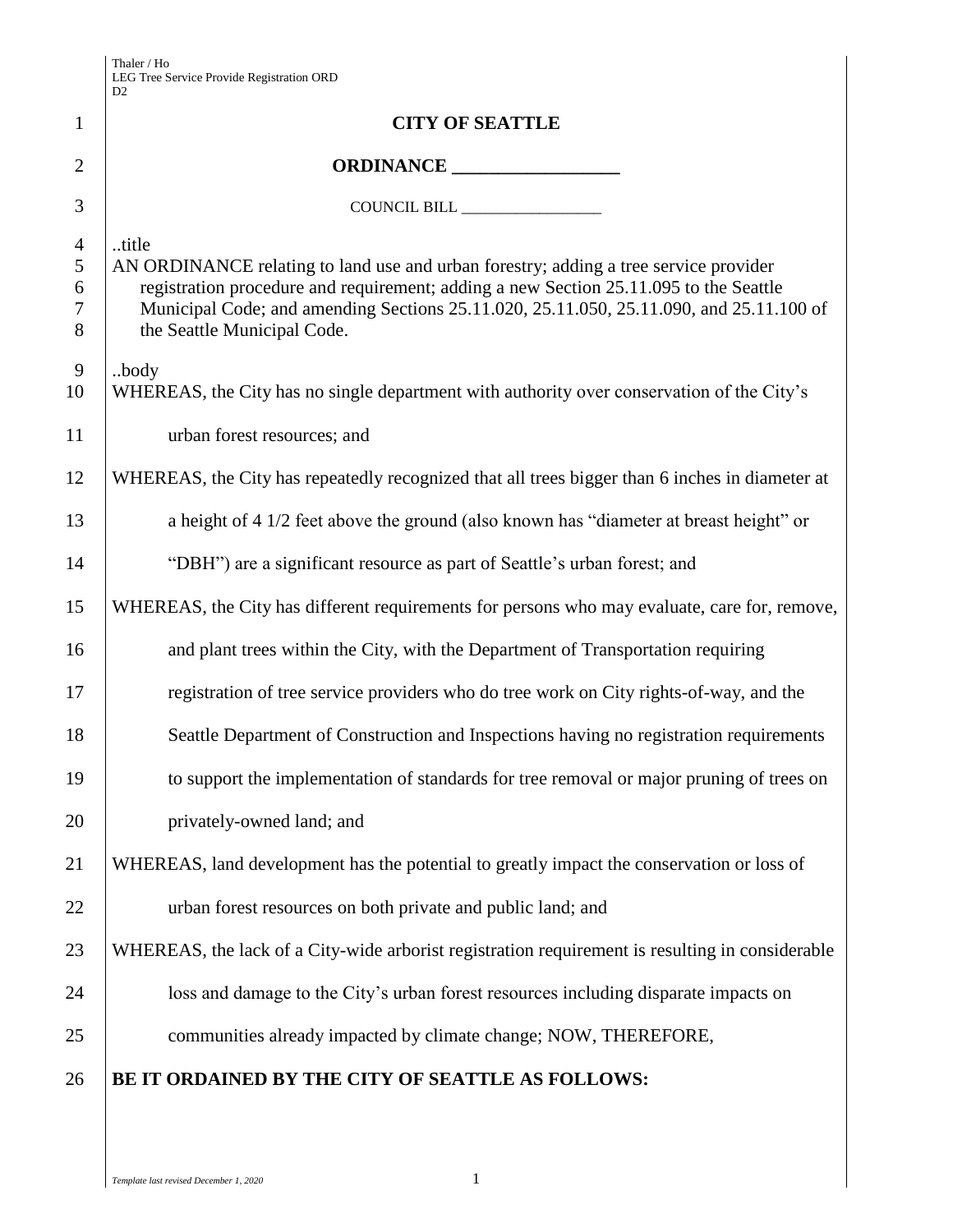# CITY OF SEATTLE

## ORDINANCE __________________

COUNCIL BILL __________________

..title

AN ORDINANCE relating to land use and urban forestry; adding a tree service provider registration procedure and requirement; adding a new Section 25.11.095 to the Seattle Municipal Code; and amending Sections 25.11.020, 25.11.050, 25.11.090, and 25.11.100 of the Seattle Municipal Code.

..body

WHEREAS, the City has no single department with authority over conservation of the City's urban forest resources; and

WHEREAS, the City has repeatedly recognized that all trees bigger than 6 inches in diameter at a height of 4 1/2 feet above the ground (also known has "diameter at breast height" or "DBH") are a significant resource as part of Seattle's urban forest; and

WHEREAS, the City has different requirements for persons who may evaluate, care for, remove, and plant trees within the City, with the Department of Transportation requiring registration of tree service providers who do tree work on City rights-of-way, and the Seattle Department of Construction and Inspections having no registration requirements to support the implementation of standards for tree removal or major pruning of trees on privately-owned land; and

WHEREAS, land development has the potential to greatly impact the conservation or loss of urban forest resources on both private and public land; and

WHEREAS, the lack of a City-wide arborist registration requirement is resulting in considerable loss and damage to the City's urban forest resources including disparate impacts on communities already impacted by climate change; NOW, THEREFORE,

**BE IT ORDAINED BY THE CITY OF SEATTLE AS FOLLOWS:**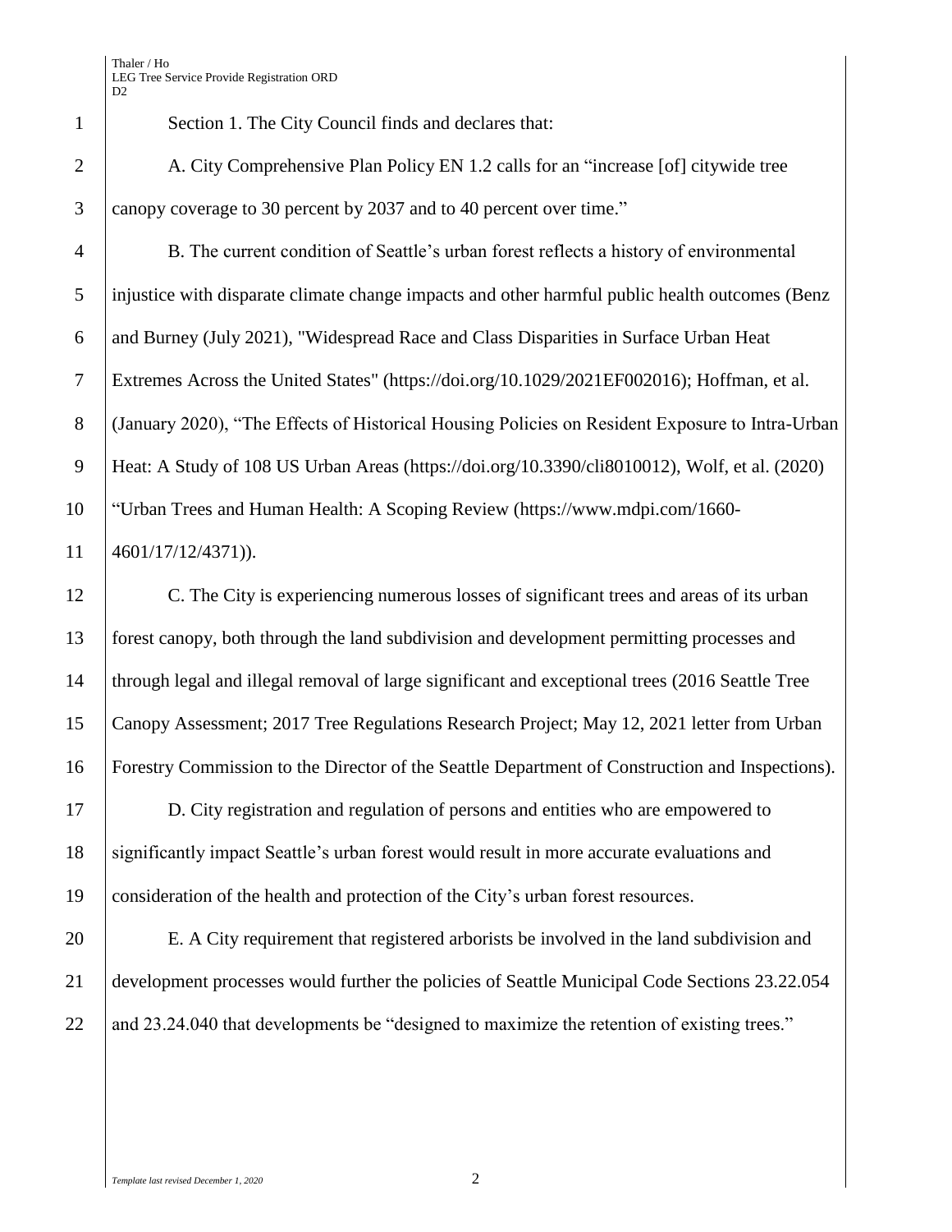Section 1. The City Council finds and declares that:

A. City Comprehensive Plan Policy EN 1.2 calls for an "increase [of] citywide tree canopy coverage to 30 percent by 2037 and to 40 percent over time."

B. The current condition of Seattle's urban forest reflects a history of environmental injustice with disparate climate change impacts and other harmful public health outcomes (Benz and Burney (July 2021), "Widespread Race and Class Disparities in Surface Urban Heat Extremes Across the United States" (https://doi.org/10.1029/2021EF002016); Hoffman, et al. (January 2020), "The Effects of Historical Housing Policies on Resident Exposure to Intra-Urban Heat: A Study of 108 US Urban Areas (https://doi.org/10.3390/cli8010012), Wolf, et al. (2020) "Urban Trees and Human Health: A Scoping Review (https://www.mdpi.com/1660-4601/17/12/4371)).

C. The City is experiencing numerous losses of significant trees and areas of its urban forest canopy, both through the land subdivision and development permitting processes and through legal and illegal removal of large significant and exceptional trees (2016 Seattle Tree Canopy Assessment; 2017 Tree Regulations Research Project; May 12, 2021 letter from Urban Forestry Commission to the Director of the Seattle Department of Construction and Inspections).

D. City registration and regulation of persons and entities who are empowered to significantly impact Seattle's urban forest would result in more accurate evaluations and consideration of the health and protection of the City's urban forest resources.

E. A City requirement that registered arborists be involved in the land subdivision and development processes would further the policies of Seattle Municipal Code Sections 23.22.054 and 23.24.040 that developments be "designed to maximize the retention of existing trees."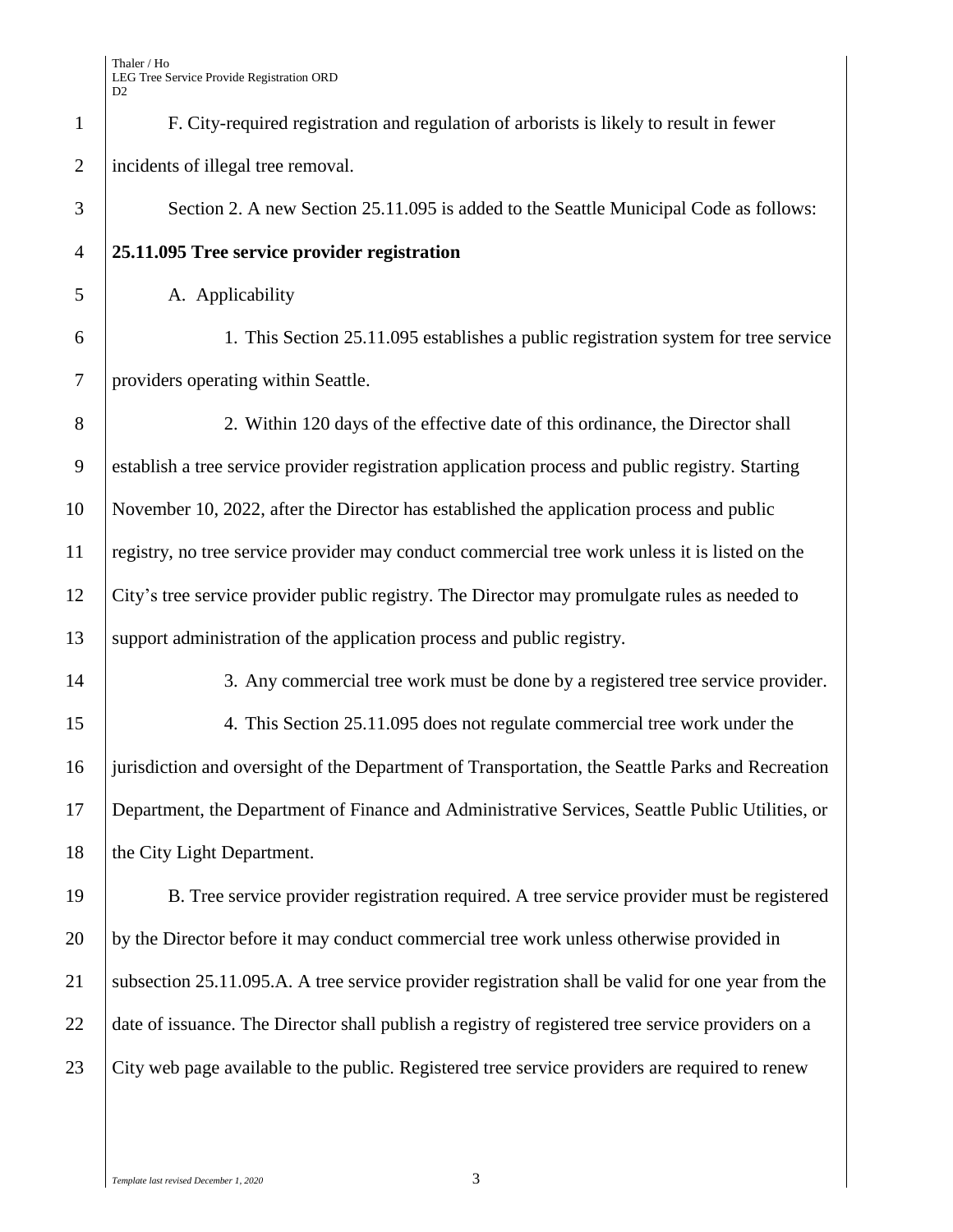F. City-required registration and regulation of arborists is likely to result in fewer incidents of illegal tree removal.

Section 2. A new Section 25.11.095 is added to the Seattle Municipal Code as follows:

**25.11.095 Tree service provider registration**

A. Applicability

1. This Section 25.11.095 establishes a public registration system for tree service providers operating within Seattle.

2. Within 120 days of the effective date of this ordinance, the Director shall establish a tree service provider registration application process and public registry. Starting November 10, 2022, after the Director has established the application process and public registry, no tree service provider may conduct commercial tree work unless it is listed on the City's tree service provider public registry. The Director may promulgate rules as needed to support administration of the application process and public registry.

3. Any commercial tree work must be done by a registered tree service provider.

4. This Section 25.11.095 does not regulate commercial tree work under the jurisdiction and oversight of the Department of Transportation, the Seattle Parks and Recreation Department, the Department of Finance and Administrative Services, Seattle Public Utilities, or the City Light Department.

B. Tree service provider registration required. A tree service provider must be registered by the Director before it may conduct commercial tree work unless otherwise provided in subsection 25.11.095.A. A tree service provider registration shall be valid for one year from the date of issuance. The Director shall publish a registry of registered tree service providers on a City web page available to the public. Registered tree service providers are required to renew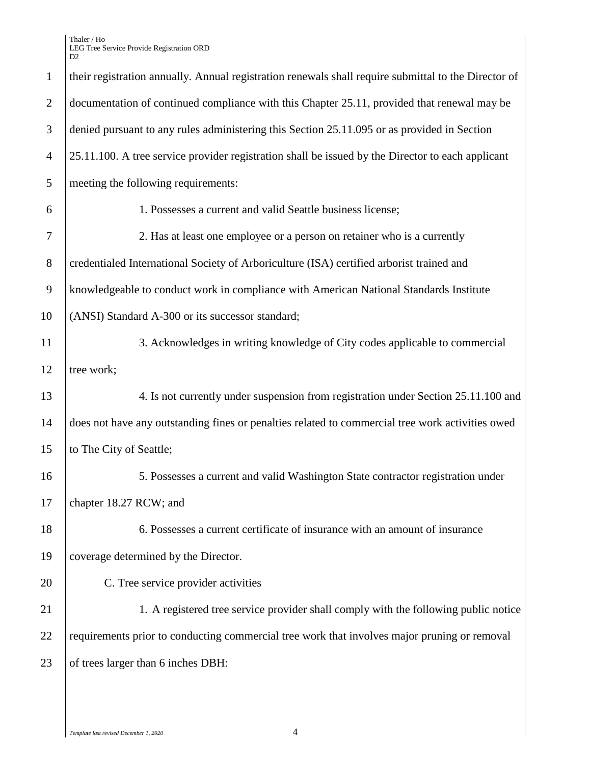their registration annually. Annual registration renewals shall require submittal to the Director of documentation of continued compliance with this Chapter 25.11, provided that renewal may be denied pursuant to any rules administering this Section 25.11.095 or as provided in Section 25.11.100. A tree service provider registration shall be issued by the Director to each applicant meeting the following requirements:

1. Possesses a current and valid Seattle business license;

2. Has at least one employee or a person on retainer who is a currently credentialed International Society of Arboriculture (ISA) certified arborist trained and knowledgeable to conduct work in compliance with American National Standards Institute (ANSI) Standard A-300 or its successor standard;

3. Acknowledges in writing knowledge of City codes applicable to commercial tree work;

4. Is not currently under suspension from registration under Section 25.11.100 and does not have any outstanding fines or penalties related to commercial tree work activities owed to The City of Seattle;

5. Possesses a current and valid Washington State contractor registration under chapter 18.27 RCW; and

6. Possesses a current certificate of insurance with an amount of insurance coverage determined by the Director.

C. Tree service provider activities

1. A registered tree service provider shall comply with the following public notice requirements prior to conducting commercial tree work that involves major pruning or removal of trees larger than 6 inches DBH: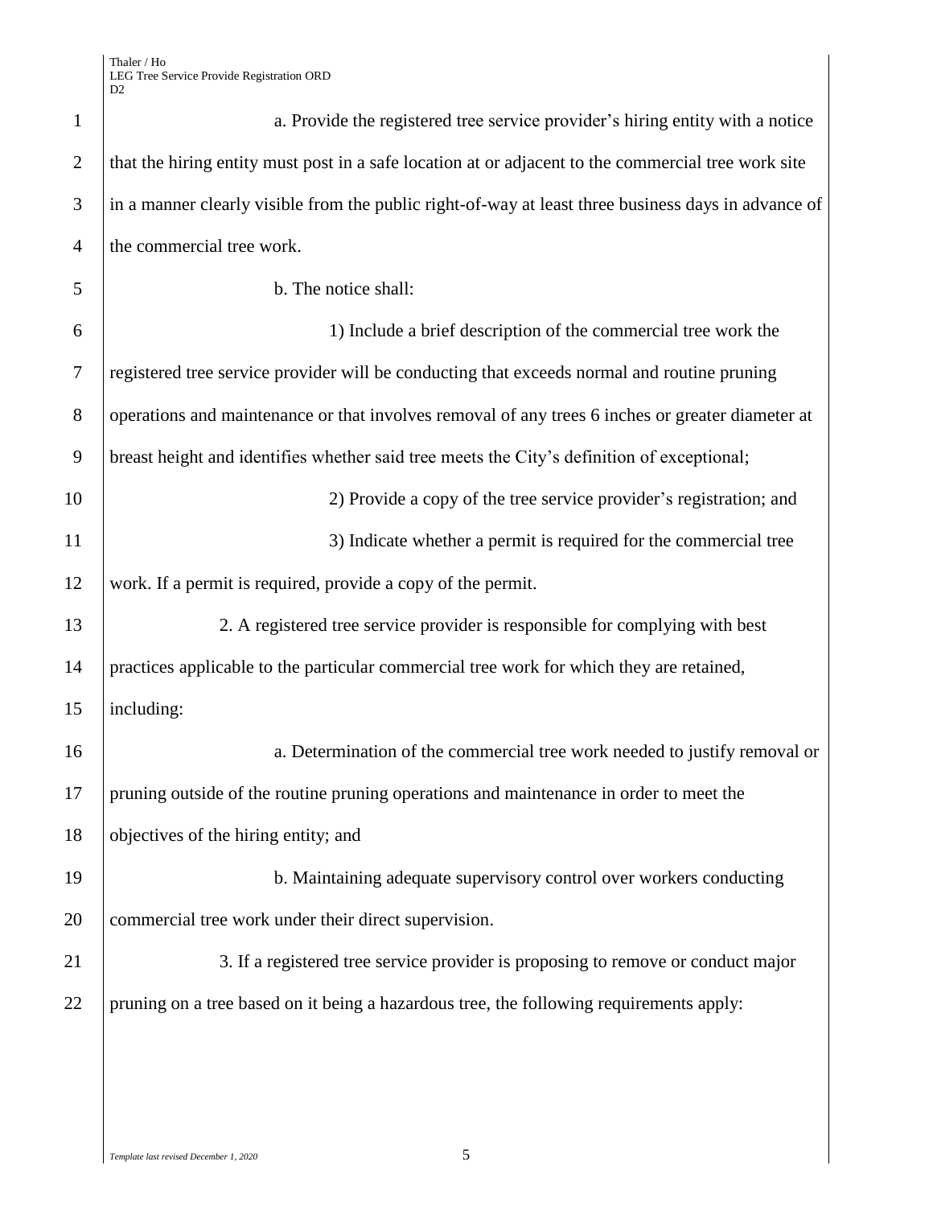a. Provide the registered tree service provider's hiring entity with a notice that the hiring entity must post in a safe location at or adjacent to the commercial tree work site in a manner clearly visible from the public right-of-way at least three business days in advance of the commercial tree work.

b. The notice shall:

1) Include a brief description of the commercial tree work the registered tree service provider will be conducting that exceeds normal and routine pruning operations and maintenance or that involves removal of any trees 6 inches or greater diameter at breast height and identifies whether said tree meets the City's definition of exceptional;

2) Provide a copy of the tree service provider's registration; and

3) Indicate whether a permit is required for the commercial tree work. If a permit is required, provide a copy of the permit.

2. A registered tree service provider is responsible for complying with best practices applicable to the particular commercial tree work for which they are retained, including:

a. Determination of the commercial tree work needed to justify removal or pruning outside of the routine pruning operations and maintenance in order to meet the objectives of the hiring entity; and

b. Maintaining adequate supervisory control over workers conducting commercial tree work under their direct supervision.

3. If a registered tree service provider is proposing to remove or conduct major pruning on a tree based on it being a hazardous tree, the following requirements apply: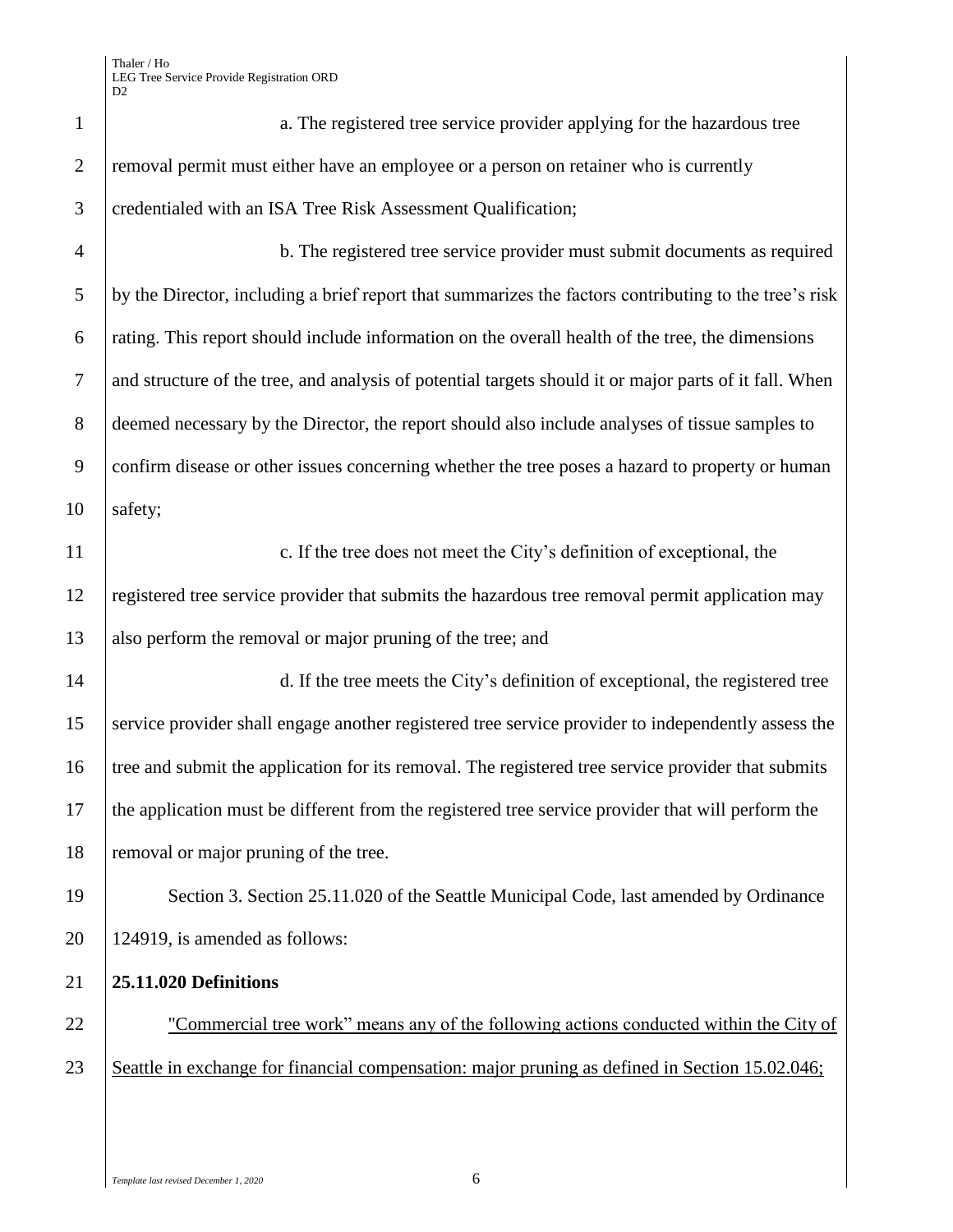a. The registered tree service provider applying for the hazardous tree removal permit must either have an employee or a person on retainer who is currently credentialed with an ISA Tree Risk Assessment Qualification;

b. The registered tree service provider must submit documents as required by the Director, including a brief report that summarizes the factors contributing to the tree's risk rating. This report should include information on the overall health of the tree, the dimensions and structure of the tree, and analysis of potential targets should it or major parts of it fall. When deemed necessary by the Director, the report should also include analyses of tissue samples to confirm disease or other issues concerning whether the tree poses a hazard to property or human safety;

c. If the tree does not meet the City's definition of exceptional, the registered tree service provider that submits the hazardous tree removal permit application may also perform the removal or major pruning of the tree; and

d. If the tree meets the City's definition of exceptional, the registered tree service provider shall engage another registered tree service provider to independently assess the tree and submit the application for its removal. The registered tree service provider that submits the application must be different from the registered tree service provider that will perform the removal or major pruning of the tree.

Section 3. Section 25.11.020 of the Seattle Municipal Code, last amended by Ordinance 124919, is amended as follows:

**25.11.020 Definitions**

<u>"Commercial tree work" means any of the following actions conducted within the City of Seattle in exchange for financial compensation: major pruning as defined in Section 15.02.046;</u>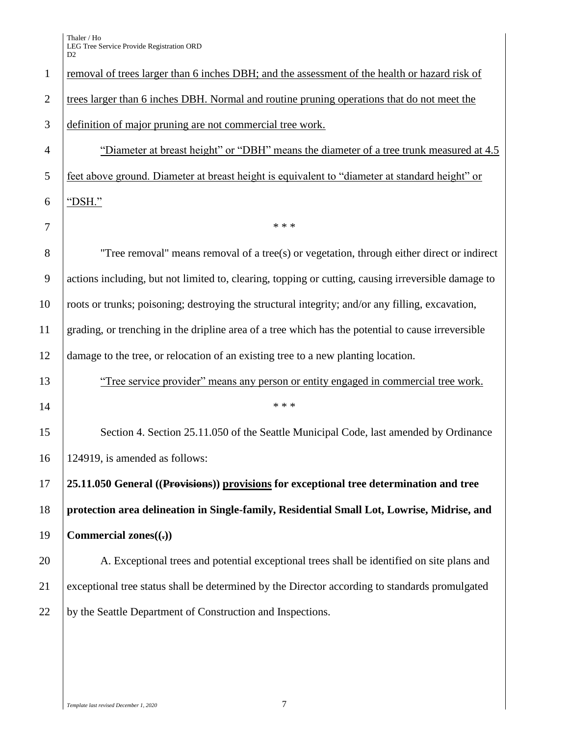removal of trees larger than 6 inches DBH; and the assessment of the health or hazard risk of trees larger than 6 inches DBH. Normal and routine pruning operations that do not meet the definition of major pruning are not commercial tree work.

"Diameter at breast height" or "DBH" means the diameter of a tree trunk measured at 4.5 feet above ground. Diameter at breast height is equivalent to "diameter at standard height" or "DSH."

\* \* \*

"Tree removal" means removal of a tree(s) or vegetation, through either direct or indirect actions including, but not limited to, clearing, topping or cutting, causing irreversible damage to roots or trunks; poisoning; destroying the structural integrity; and/or any filling, excavation, grading, or trenching in the dripline area of a tree which has the potential to cause irreversible damage to the tree, or relocation of an existing tree to a new planting location.

"Tree service provider" means any person or entity engaged in commercial tree work.

\* \* \*

Section 4. Section 25.11.050 of the Seattle Municipal Code, last amended by Ordinance 124919, is amended as follows:

**25.11.050 General ((~~Provisions~~)) provisions for exceptional tree determination and tree protection area delineation in Single-family, Residential Small Lot, Lowrise, Midrise, and Commercial zones((~~.~~))**

A. Exceptional trees and potential exceptional trees shall be identified on site plans and exceptional tree status shall be determined by the Director according to standards promulgated by the Seattle Department of Construction and Inspections.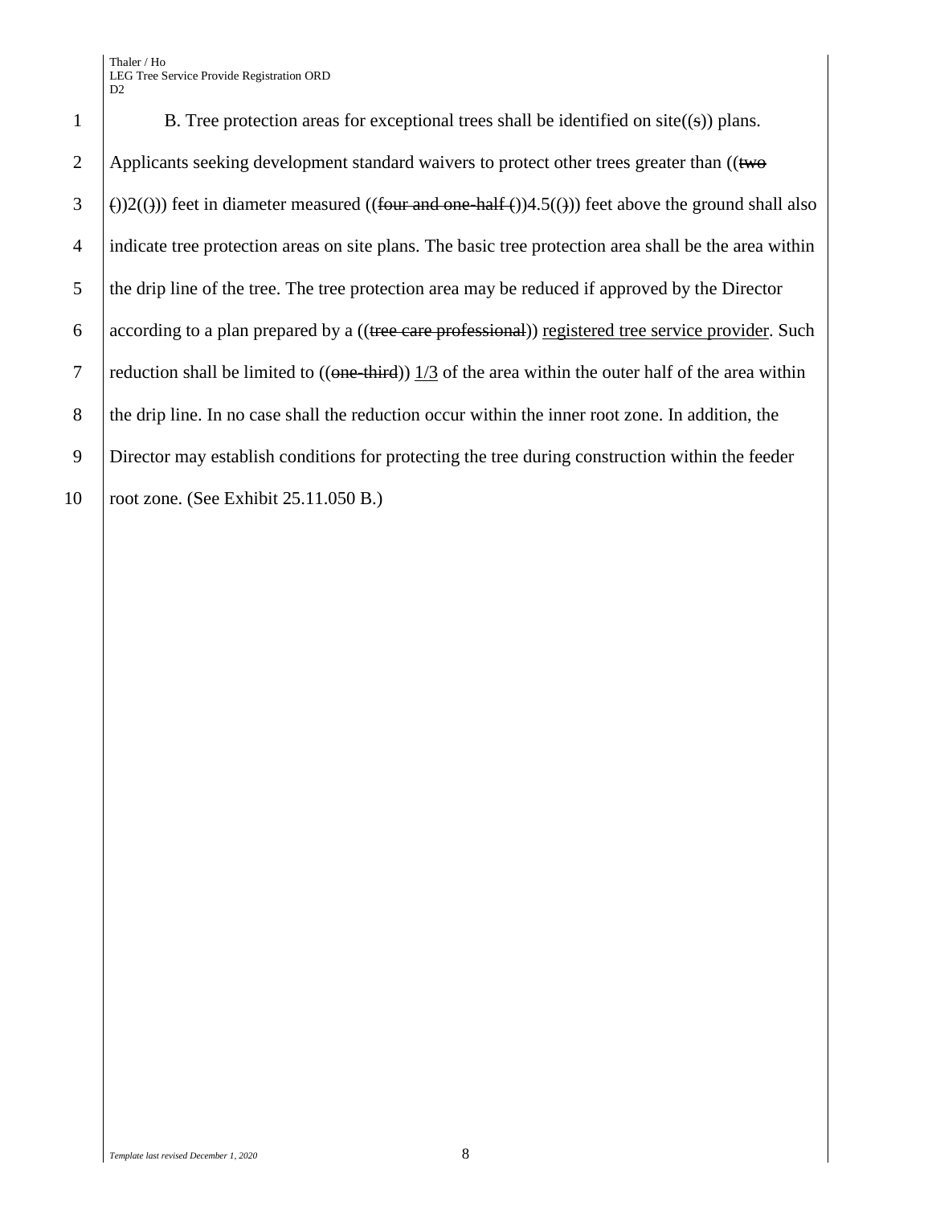B. Tree protection areas for exceptional trees shall be identified on site((~~s~~)) plans. Applicants seeking development standard waivers to protect other trees greater than ((~~two (~~))2((~~)~~)) feet in diameter measured ((~~four and one-half (~~))4.5((~~)~~)) feet above the ground shall also indicate tree protection areas on site plans. The basic tree protection area shall be the area within the drip line of the tree. The tree protection area may be reduced if approved by the Director according to a plan prepared by a ((~~tree care professional~~)) <u>registered tree service provider</u>. Such reduction shall be limited to ((~~one-third~~)) <u>1/3</u> of the area within the outer half of the area within the drip line. In no case shall the reduction occur within the inner root zone. In addition, the Director may establish conditions for protecting the tree during construction within the feeder root zone. (See Exhibit 25.11.050 B.)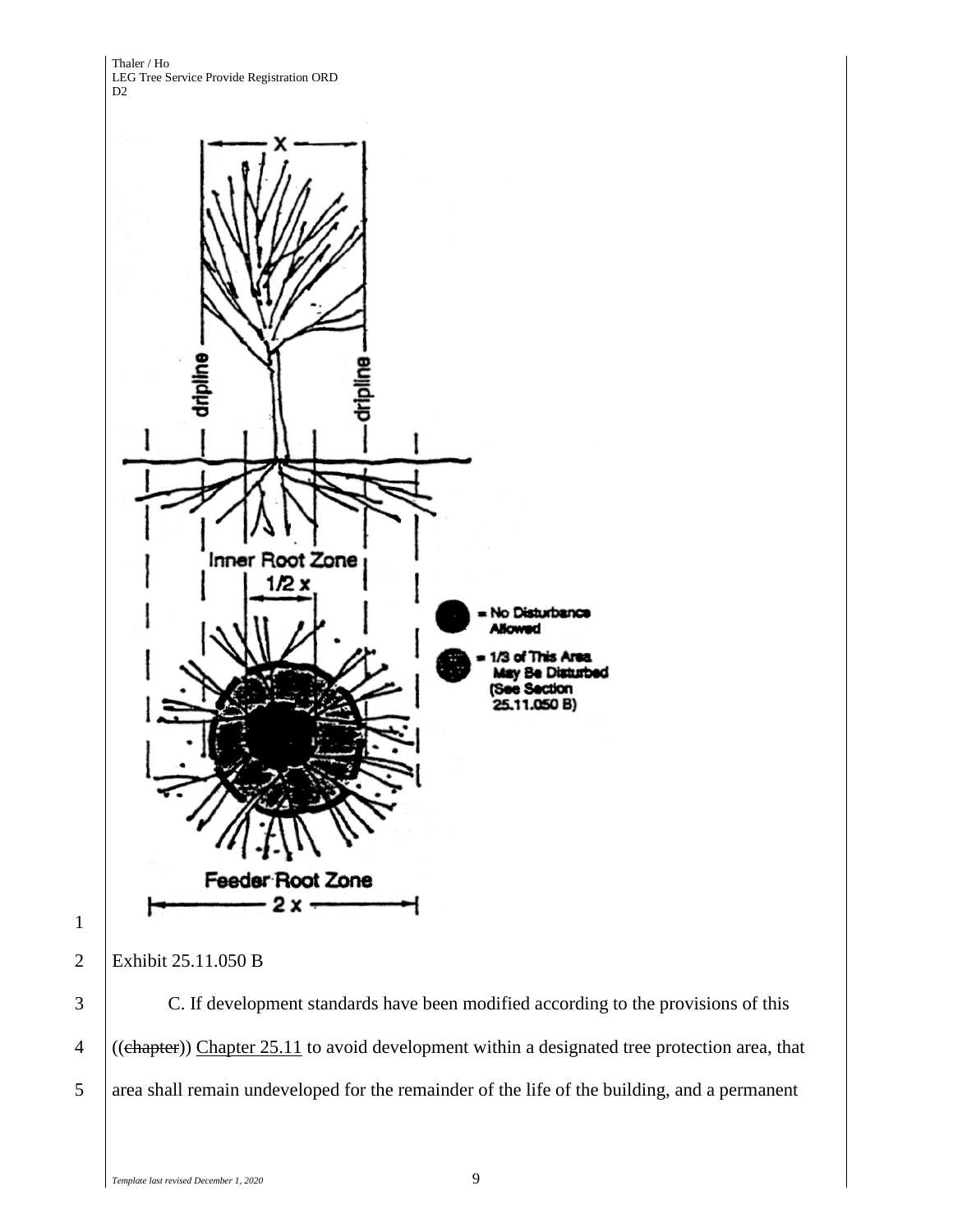Exhibit 25.11.050 B

C. If development standards have been modified according to the provisions of this ((~~chapter~~)) Chapter 25.11 to avoid development within a designated tree protection area, that area shall remain undeveloped for the remainder of the life of the building, and a permanent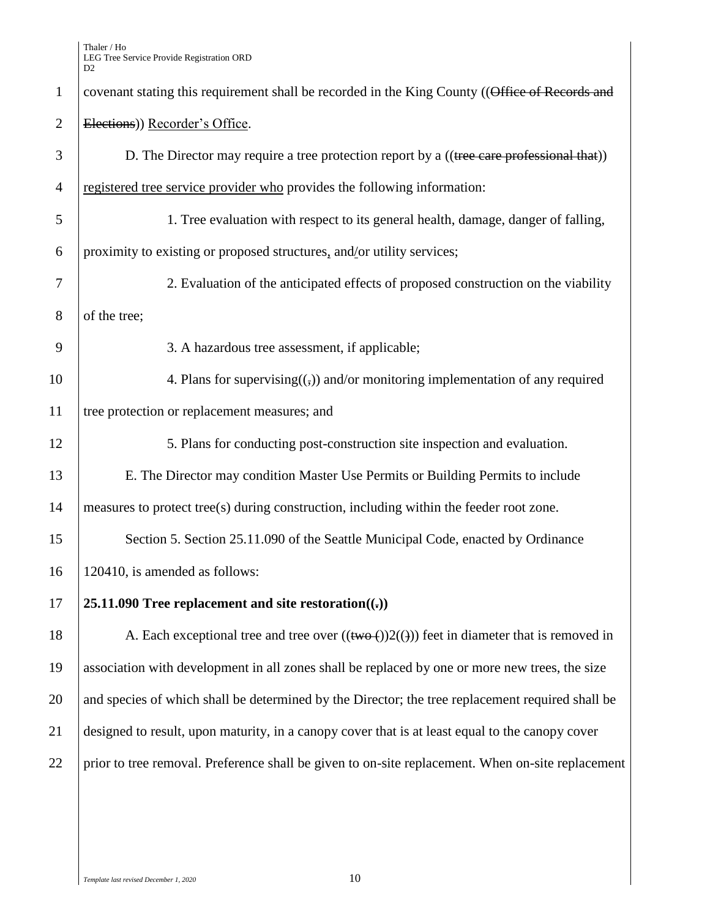covenant stating this requirement shall be recorded in the King County ((~~Office of Records and Elections~~)) Recorder's Office.

D. The Director may require a tree protection report by a ((~~tree care professional that~~)) registered tree service provider who provides the following information:

1. Tree evaluation with respect to its general health, damage, danger of falling, proximity to existing or proposed structures, and/or utility services;

2. Evaluation of the anticipated effects of proposed construction on the viability of the tree;

3. A hazardous tree assessment, if applicable;

4. Plans for supervising((~~,~~)) and/or monitoring implementation of any required tree protection or replacement measures; and

5. Plans for conducting post-construction site inspection and evaluation.

E. The Director may condition Master Use Permits or Building Permits to include measures to protect tree(s) during construction, including within the feeder root zone.

Section 5. Section 25.11.090 of the Seattle Municipal Code, enacted by Ordinance 120410, is amended as follows:

**25.11.090 Tree replacement and site restoration((~~.~~))**

A. Each exceptional tree and tree over ((~~two (~~))2((~~)~~)) feet in diameter that is removed in association with development in all zones shall be replaced by one or more new trees, the size and species of which shall be determined by the Director; the tree replacement required shall be designed to result, upon maturity, in a canopy cover that is at least equal to the canopy cover prior to tree removal. Preference shall be given to on-site replacement. When on-site replacement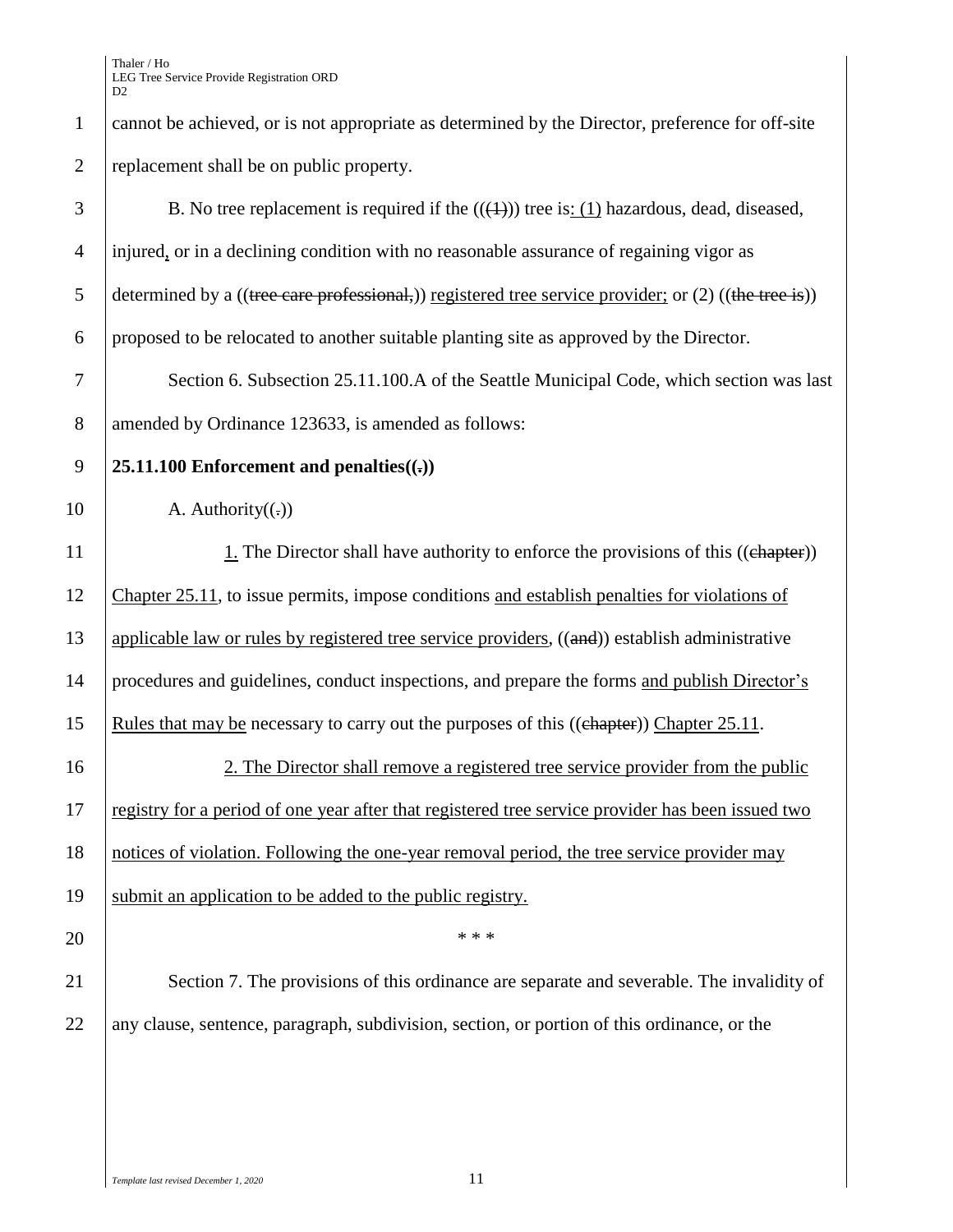cannot be achieved, or is not appropriate as determined by the Director, preference for off-site replacement shall be on public property.

B. No tree replacement is required if the (((1))) tree is: (1) hazardous, dead, diseased, injured, or in a declining condition with no reasonable assurance of regaining vigor as determined by a ((tree care professional,)) registered tree service provider; or (2) ((the tree is)) proposed to be relocated to another suitable planting site as approved by the Director.

Section 6. Subsection 25.11.100.A of the Seattle Municipal Code, which section was last amended by Ordinance 123633, is amended as follows:

**25.11.100 Enforcement and penalties((.))**

A. Authority((.))

1. The Director shall have authority to enforce the provisions of this ((chapter)) Chapter 25.11, to issue permits, impose conditions and establish penalties for violations of applicable law or rules by registered tree service providers, ((and)) establish administrative procedures and guidelines, conduct inspections, and prepare the forms and publish Director's Rules that may be necessary to carry out the purposes of this ((chapter)) Chapter 25.11.

2. The Director shall remove a registered tree service provider from the public registry for a period of one year after that registered tree service provider has been issued two notices of violation. Following the one-year removal period, the tree service provider may submit an application to be added to the public registry.

\* \* \*

Section 7. The provisions of this ordinance are separate and severable. The invalidity of any clause, sentence, paragraph, subdivision, section, or portion of this ordinance, or the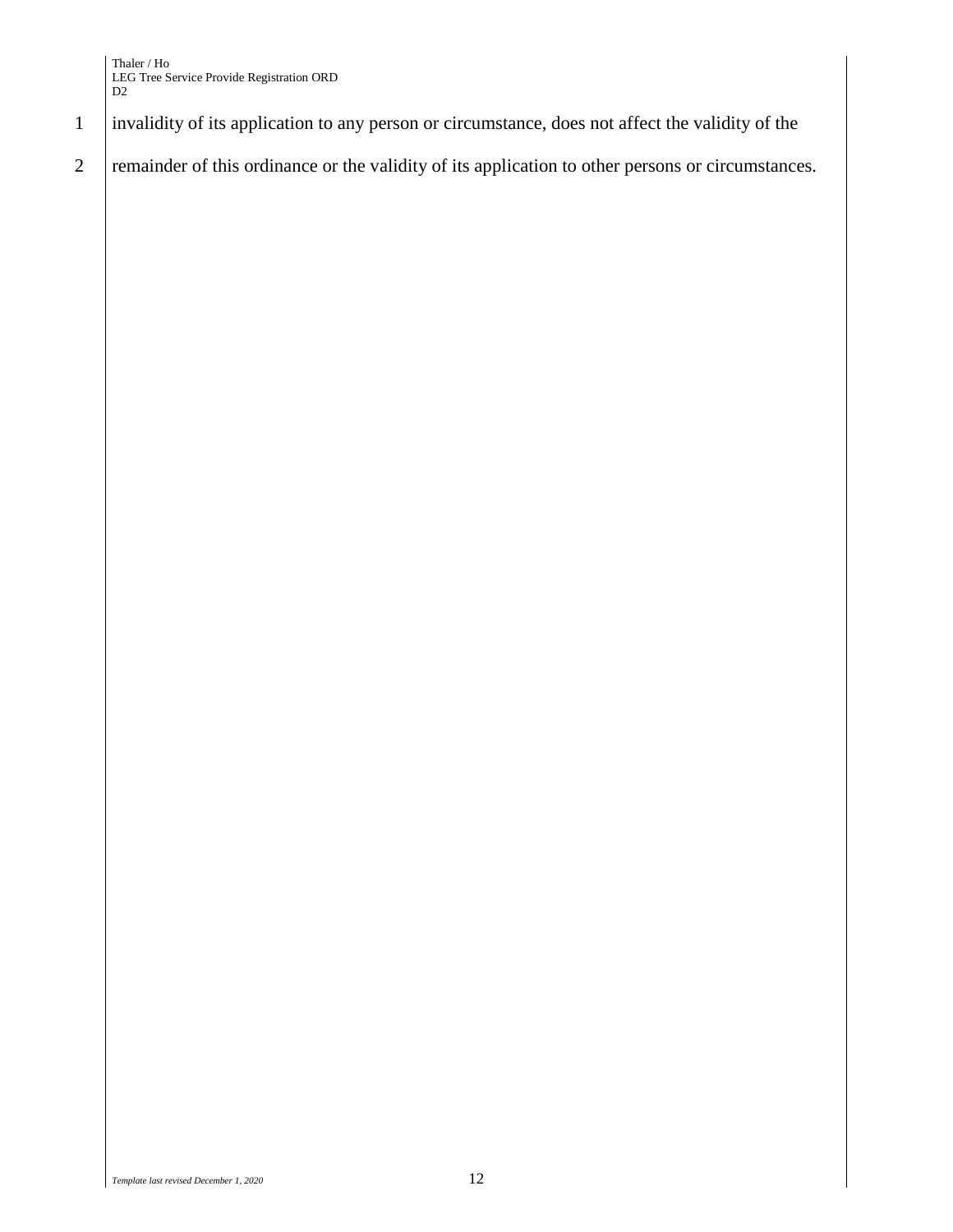invalidity of its application to any person or circumstance, does not affect the validity of the remainder of this ordinance or the validity of its application to other persons or circumstances.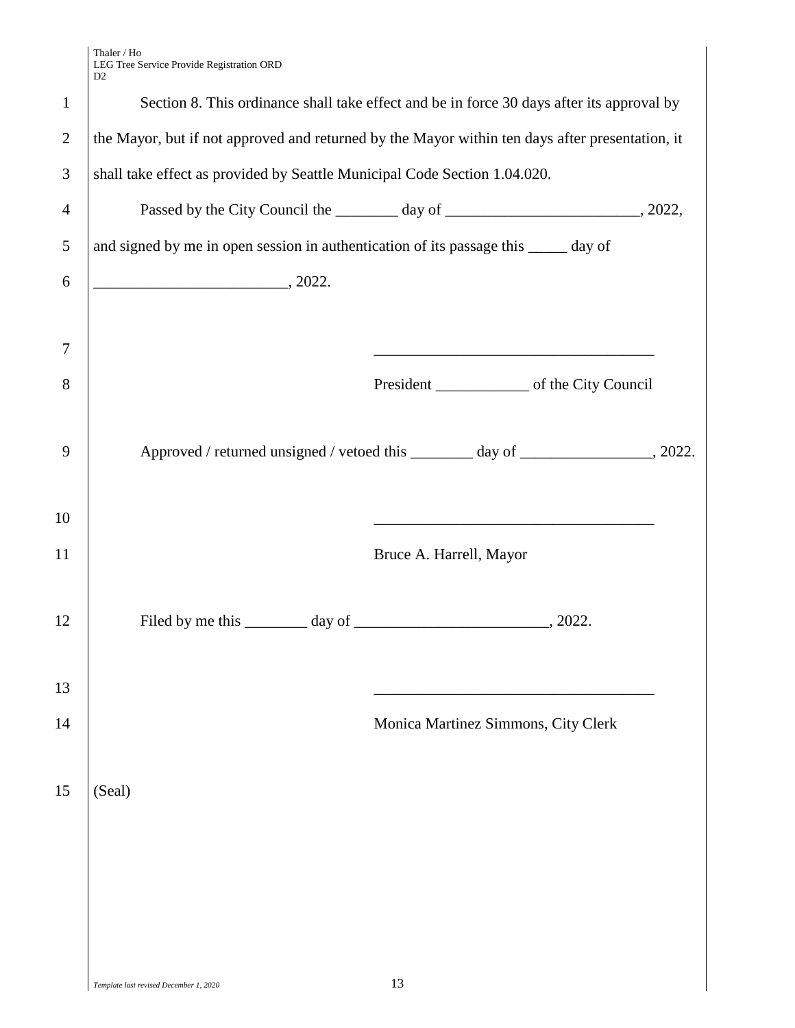Section 8. This ordinance shall take effect and be in force 30 days after its approval by the Mayor, but if not approved and returned by the Mayor within ten days after presentation, it shall take effect as provided by Seattle Municipal Code Section 1.04.020.

Passed by the City Council the ________ day of _________________________, 2022, and signed by me in open session in authentication of its passage this _____ day of _________________________, 2022.

____________________________________

President ____________ of the City Council

Approved / returned unsigned / vetoed this ________ day of _________________, 2022.

____________________________________

Bruce A. Harrell, Mayor

Filed by me this ________ day of _________________________, 2022.

____________________________________

Monica Martinez Simmons, City Clerk

(Seal)